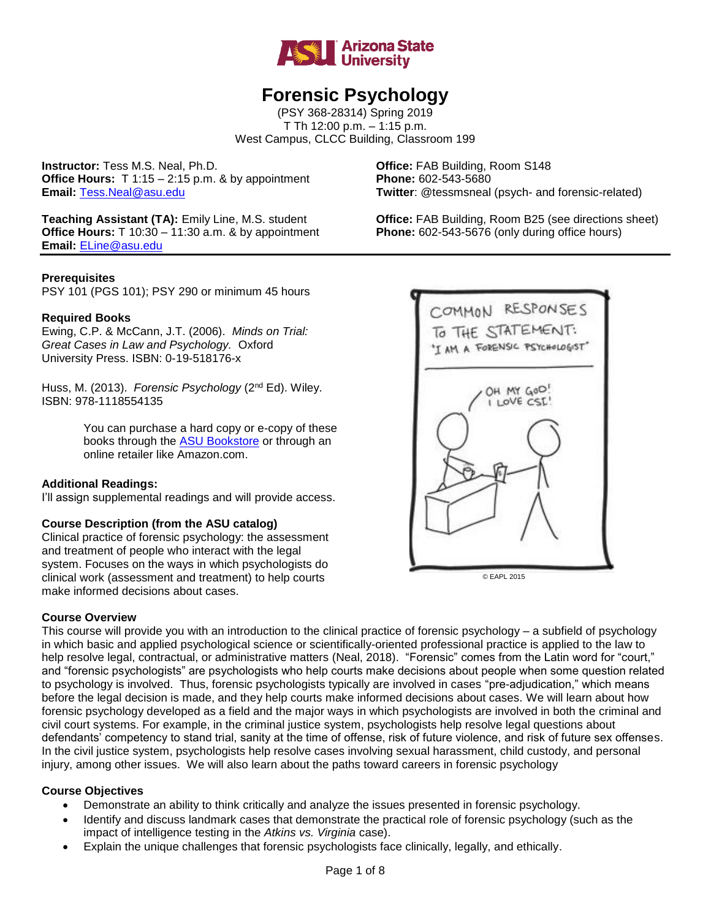# Forensic Psychology

(PSY 368-28314) Spring 2019
T Th 12:00 p.m. – 1:15 p.m.
West Campus, CLCC Building, Classroom 199

**Instructor:** Tess M.S. Neal, Ph.D.
**Office Hours:** T 1:15 – 2:15 p.m. & by appointment
**Email:** Tess.Neal@asu.edu

**Office:** FAB Building, Room S148
**Phone:** 602-543-5680
**Twitter**: @tessmsneal (psych- and forensic-related)

**Teaching Assistant (TA):** Emily Line, M.S. student
**Office Hours:** T 10:30 – 11:30 a.m. & by appointment
**Email:** ELine@asu.edu

**Office:** FAB Building, Room B25 (see directions sheet)
**Phone:** 602-543-5676 (only during office hours)

**Prerequisites**
PSY 101 (PGS 101); PSY 290 or minimum 45 hours

**Required Books**
Ewing, C.P. & McCann, J.T. (2006). *Minds on Trial: Great Cases in Law and Psychology.* Oxford University Press. ISBN: 0-19-518176-x

Huss, M. (2013). *Forensic Psychology* (2nd Ed). Wiley. ISBN: 978-1118554135

> You can purchase a hard copy or e-copy of these books through the ASU Bookstore or through an online retailer like Amazon.com.

**Additional Readings:**
I'll assign supplemental readings and will provide access.

**Course Description (from the ASU catalog)**
Clinical practice of forensic psychology: the assessment and treatment of people who interact with the legal system. Focuses on the ways in which psychologists do clinical work (assessment and treatment) to help courts make informed decisions about cases.

© EAPL 2015

**Course Overview**
This course will provide you with an introduction to the clinical practice of forensic psychology – a subfield of psychology in which basic and applied psychological science or scientifically-oriented professional practice is applied to the law to help resolve legal, contractual, or administrative matters (Neal, 2018). "Forensic" comes from the Latin word for "court," and "forensic psychologists" are psychologists who help courts make decisions about people when some question related to psychology is involved. Thus, forensic psychologists typically are involved in cases "pre-adjudication," which means before the legal decision is made, and they help courts make informed decisions about cases. We will learn about how forensic psychology developed as a field and the major ways in which psychologists are involved in both the criminal and civil court systems. For example, in the criminal justice system, psychologists help resolve legal questions about defendants' competency to stand trial, sanity at the time of offense, risk of future violence, and risk of future sex offenses. In the civil justice system, psychologists help resolve cases involving sexual harassment, child custody, and personal injury, among other issues. We will also learn about the paths toward careers in forensic psychology

**Course Objectives**

- Demonstrate an ability to think critically and analyze the issues presented in forensic psychology.
- Identify and discuss landmark cases that demonstrate the practical role of forensic psychology (such as the impact of intelligence testing in the *Atkins vs. Virginia* case).
- Explain the unique challenges that forensic psychologists face clinically, legally, and ethically.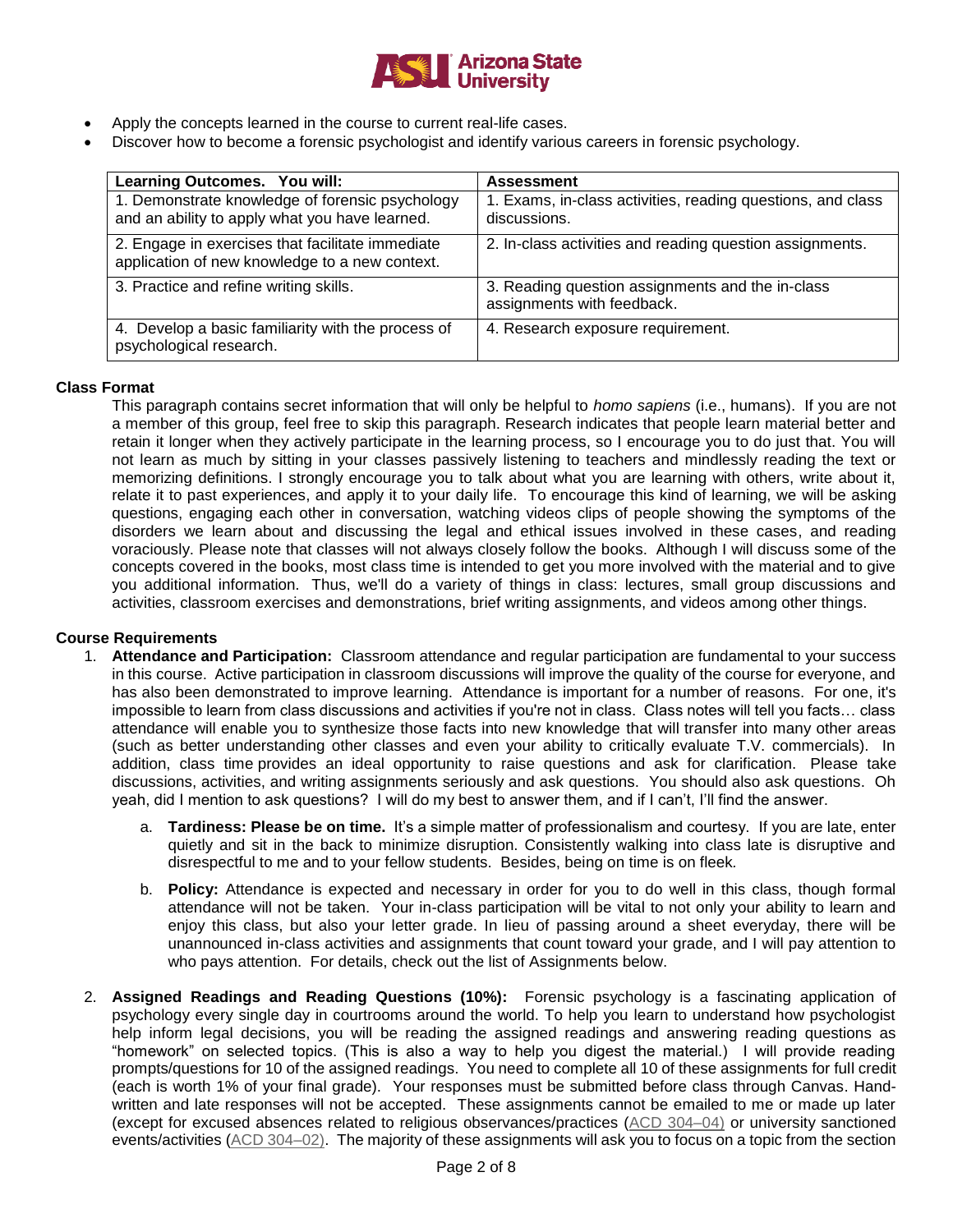- Apply the concepts learned in the course to current real-life cases.
- Discover how to become a forensic psychologist and identify various careers in forensic psychology.

| Learning Outcomes. You will: | Assessment |
| --- | --- |
| 1. Demonstrate knowledge of forensic psychology and an ability to apply what you have learned. | 1. Exams, in-class activities, reading questions, and class discussions. |
| 2. Engage in exercises that facilitate immediate application of new knowledge to a new context. | 2. In-class activities and reading question assignments. |
| 3. Practice and refine writing skills. | 3. Reading question assignments and the in-class assignments with feedback. |
| 4. Develop a basic familiarity with the process of psychological research. | 4. Research exposure requirement. |

## Class Format

This paragraph contains secret information that will only be helpful to *homo sapiens* (i.e., humans). If you are not a member of this group, feel free to skip this paragraph. Research indicates that people learn material better and retain it longer when they actively participate in the learning process, so I encourage you to do just that. You will not learn as much by sitting in your classes passively listening to teachers and mindlessly reading the text or memorizing definitions. I strongly encourage you to talk about what you are learning with others, write about it, relate it to past experiences, and apply it to your daily life. To encourage this kind of learning, we will be asking questions, engaging each other in conversation, watching videos clips of people showing the symptoms of the disorders we learn about and discussing the legal and ethical issues involved in these cases, and reading voraciously. Please note that classes will not always closely follow the books. Although I will discuss some of the concepts covered in the books, most class time is intended to get you more involved with the material and to give you additional information. Thus, we'll do a variety of things in class: lectures, small group discussions and activities, classroom exercises and demonstrations, brief writing assignments, and videos among other things.

## Course Requirements

1. **Attendance and Participation:** Classroom attendance and regular participation are fundamental to your success in this course. Active participation in classroom discussions will improve the quality of the course for everyone, and has also been demonstrated to improve learning. Attendance is important for a number of reasons. For one, it's impossible to learn from class discussions and activities if you're not in class. Class notes will tell you facts… class attendance will enable you to synthesize those facts into new knowledge that will transfer into many other areas (such as better understanding other classes and even your ability to critically evaluate T.V. commercials). In addition, class time provides an ideal opportunity to raise questions and ask for clarification. Please take discussions, activities, and writing assignments seriously and ask questions. You should also ask questions. Oh yeah, did I mention to ask questions? I will do my best to answer them, and if I can't, I'll find the answer.

    a. **Tardiness: Please be on time.** It's a simple matter of professionalism and courtesy. If you are late, enter quietly and sit in the back to minimize disruption. Consistently walking into class late is disruptive and disrespectful to me and to your fellow students. Besides, being on time is on fleek.

    b. **Policy:** Attendance is expected and necessary in order for you to do well in this class, though formal attendance will not be taken. Your in-class participation will be vital to not only your ability to learn and enjoy this class, but also your letter grade. In lieu of passing around a sheet everyday, there will be unannounced in-class activities and assignments that count toward your grade, and I will pay attention to who pays attention. For details, check out the list of Assignments below.

2. **Assigned Readings and Reading Questions (10%):** Forensic psychology is a fascinating application of psychology every single day in courtrooms around the world. To help you learn to understand how psychologist help inform legal decisions, you will be reading the assigned readings and answering reading questions as "homework" on selected topics. (This is also a way to help you digest the material.) I will provide reading prompts/questions for 10 of the assigned readings. You need to complete all 10 of these assignments for full credit (each is worth 1% of your final grade). Your responses must be submitted before class through Canvas. Hand-written and late responses will not be accepted. These assignments cannot be emailed to me or made up later (except for excused absences related to religious observances/practices (ACD 304–04) or university sanctioned events/activities (ACD 304–02). The majority of these assignments will ask you to focus on a topic from the section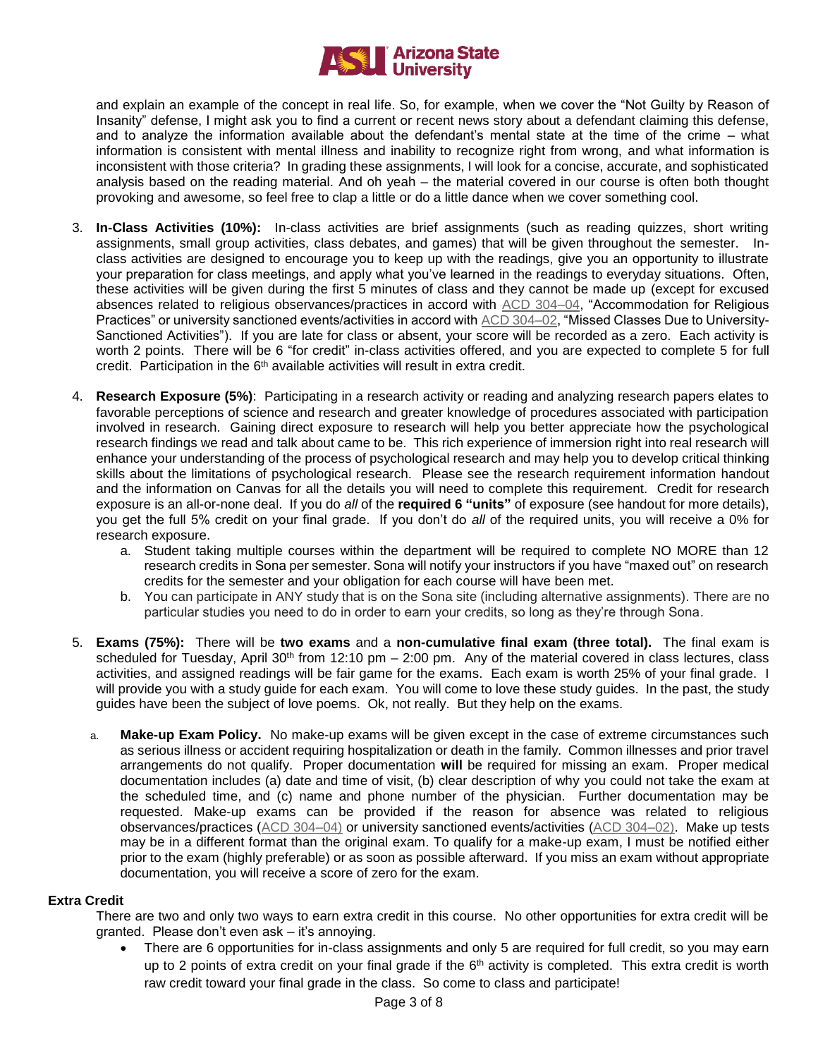and explain an example of the concept in real life. So, for example, when we cover the "Not Guilty by Reason of Insanity" defense, I might ask you to find a current or recent news story about a defendant claiming this defense, and to analyze the information available about the defendant's mental state at the time of the crime – what information is consistent with mental illness and inability to recognize right from wrong, and what information is inconsistent with those criteria? In grading these assignments, I will look for a concise, accurate, and sophisticated analysis based on the reading material. And oh yeah – the material covered in our course is often both thought provoking and awesome, so feel free to clap a little or do a little dance when we cover something cool.

3. **In-Class Activities (10%):** In-class activities are brief assignments (such as reading quizzes, short writing assignments, small group activities, class debates, and games) that will be given throughout the semester. In-class activities are designed to encourage you to keep up with the readings, give you an opportunity to illustrate your preparation for class meetings, and apply what you've learned in the readings to everyday situations. Often, these activities will be given during the first 5 minutes of class and they cannot be made up (except for excused absences related to religious observances/practices in accord with ACD 304–04, "Accommodation for Religious Practices" or university sanctioned events/activities in accord with ACD 304–02, "Missed Classes Due to University-Sanctioned Activities"). If you are late for class or absent, your score will be recorded as a zero. Each activity is worth 2 points. There will be 6 "for credit" in-class activities offered, and you are expected to complete 5 for full credit. Participation in the 6th available activities will result in extra credit.

4. **Research Exposure (5%)**: Participating in a research activity or reading and analyzing research papers elates to favorable perceptions of science and research and greater knowledge of procedures associated with participation involved in research. Gaining direct exposure to research will help you better appreciate how the psychological research findings we read and talk about came to be. This rich experience of immersion right into real research will enhance your understanding of the process of psychological research and may help you to develop critical thinking skills about the limitations of psychological research. Please see the research requirement information handout and the information on Canvas for all the details you will need to complete this requirement. Credit for research exposure is an all-or-none deal. If you do *all* of the **required 6 "units"** of exposure (see handout for more details), you get the full 5% credit on your final grade. If you don't do *all* of the required units, you will receive a 0% for research exposure.
   a. Student taking multiple courses within the department will be required to complete NO MORE than 12 research credits in Sona per semester. Sona will notify your instructors if you have "maxed out" on research credits for the semester and your obligation for each course will have been met.
   b. You can participate in ANY study that is on the Sona site (including alternative assignments). There are no particular studies you need to do in order to earn your credits, so long as they're through Sona.

5. **Exams (75%):** There will be **two exams** and a **non-cumulative final exam (three total).** The final exam is scheduled for Tuesday, April 30th from 12:10 pm – 2:00 pm. Any of the material covered in class lectures, class activities, and assigned readings will be fair game for the exams. Each exam is worth 25% of your final grade. I will provide you with a study guide for each exam. You will come to love these study guides. In the past, the study guides have been the subject of love poems. Ok, not really. But they help on the exams.

   a. **Make-up Exam Policy.** No make-up exams will be given except in the case of extreme circumstances such as serious illness or accident requiring hospitalization or death in the family. Common illnesses and prior travel arrangements do not qualify. Proper documentation **will** be required for missing an exam. Proper medical documentation includes (a) date and time of visit, (b) clear description of why you could not take the exam at the scheduled time, and (c) name and phone number of the physician. Further documentation may be requested. Make-up exams can be provided if the reason for absence was related to religious observances/practices (ACD 304–04) or university sanctioned events/activities (ACD 304–02). Make up tests may be in a different format than the original exam. To qualify for a make-up exam, I must be notified either prior to the exam (highly preferable) or as soon as possible afterward. If you miss an exam without appropriate documentation, you will receive a score of zero for the exam.

**Extra Credit**

There are two and only two ways to earn extra credit in this course. No other opportunities for extra credit will be granted. Please don't even ask – it's annoying.

- There are 6 opportunities for in-class assignments and only 5 are required for full credit, so you may earn up to 2 points of extra credit on your final grade if the 6th activity is completed. This extra credit is worth raw credit toward your final grade in the class. So come to class and participate!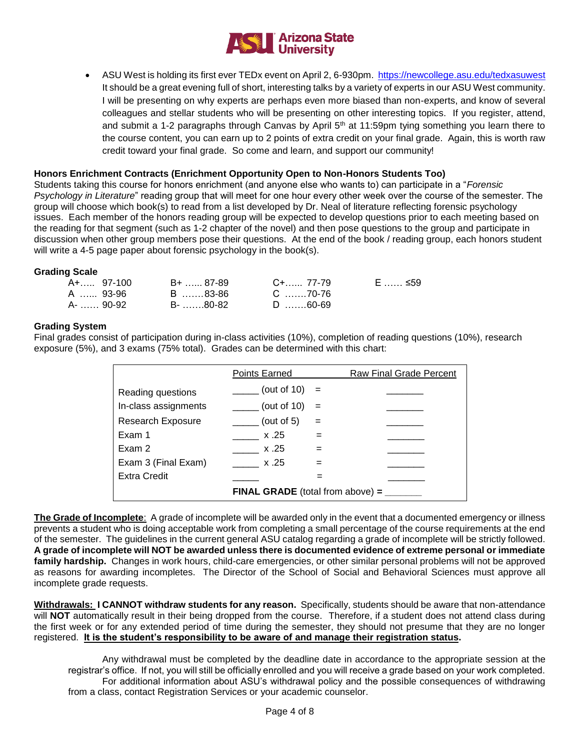- ASU West is holding its first ever TEDx event on April 2, 6-930pm. https://newcollege.asu.edu/tedxasuwest It should be a great evening full of short, interesting talks by a variety of experts in our ASU West community. I will be presenting on why experts are perhaps even more biased than non-experts, and know of several colleagues and stellar students who will be presenting on other interesting topics. If you register, attend, and submit a 1-2 paragraphs through Canvas by April 5th at 11:59pm tying something you learn there to the course content, you can earn up to 2 points of extra credit on your final grade. Again, this is worth raw credit toward your final grade. So come and learn, and support our community!

**Honors Enrichment Contracts (Enrichment Opportunity Open to Non-Honors Students Too)**

Students taking this course for honors enrichment (and anyone else who wants to) can participate in a "*Forensic Psychology in Literature*" reading group that will meet for one hour every other week over the course of the semester. The group will choose which book(s) to read from a list developed by Dr. Neal of literature reflecting forensic psychology issues. Each member of the honors reading group will be expected to develop questions prior to each meeting based on the reading for that segment (such as 1-2 chapter of the novel) and then pose questions to the group and participate in discussion when other group members pose their questions. At the end of the book / reading group, each honors student will write a 4-5 page paper about forensic psychology in the book(s).

**Grading Scale**

| | | | |
|---|---|---|---|
| A+….. 97-100 | B+ …... 87-89 | C+….. 77-79 | E …… ≤59 |
| A …... 93-96 | B …….83-86 | C …….70-76 | |
| A- …… 90-92 | B- …….80-82 | D …….60-69 | |

**Grading System**

Final grades consist of participation during in-class activities (10%), completion of reading questions (10%), research exposure (5%), and 3 exams (75% total). Grades can be determined with this chart:

| | Points Earned | | Raw Final Grade Percent |
|---|---|---|---|
| Reading questions | _____ (out of 10) | = | _______ |
| In-class assignments | _____ (out of 10) | = | _______ |
| Research Exposure | _____ (out of 5) | = | _______ |
| Exam 1 | _____ x .25 | = | _______ |
| Exam 2 | _____ x .25 | = | _______ |
| Exam 3 (Final Exam) | _____ x .25 | = | _______ |
| Extra Credit | _____ | = | _______ |
| | **FINAL GRADE** (total from above) **=** | | _______ |

**The Grade of Incomplete**: A grade of incomplete will be awarded only in the event that a documented emergency or illness prevents a student who is doing acceptable work from completing a small percentage of the course requirements at the end of the semester. The guidelines in the current general ASU catalog regarding a grade of incomplete will be strictly followed. **A grade of incomplete will NOT be awarded unless there is documented evidence of extreme personal or immediate family hardship.** Changes in work hours, child-care emergencies, or other similar personal problems will not be approved as reasons for awarding incompletes. The Director of the School of Social and Behavioral Sciences must approve all incomplete grade requests.

**Withdrawals: I CANNOT withdraw students for any reason.** Specifically, students should be aware that non-attendance will **NOT** automatically result in their being dropped from the course. Therefore, if a student does not attend class during the first week or for any extended period of time during the semester, they should not presume that they are no longer registered. **It is the student's responsibility to be aware of and manage their registration status.**

Any withdrawal must be completed by the deadline date in accordance to the appropriate session at the registrar's office. If not, you will still be officially enrolled and you will receive a grade based on your work completed.

For additional information about ASU's withdrawal policy and the possible consequences of withdrawing from a class, contact Registration Services or your academic counselor.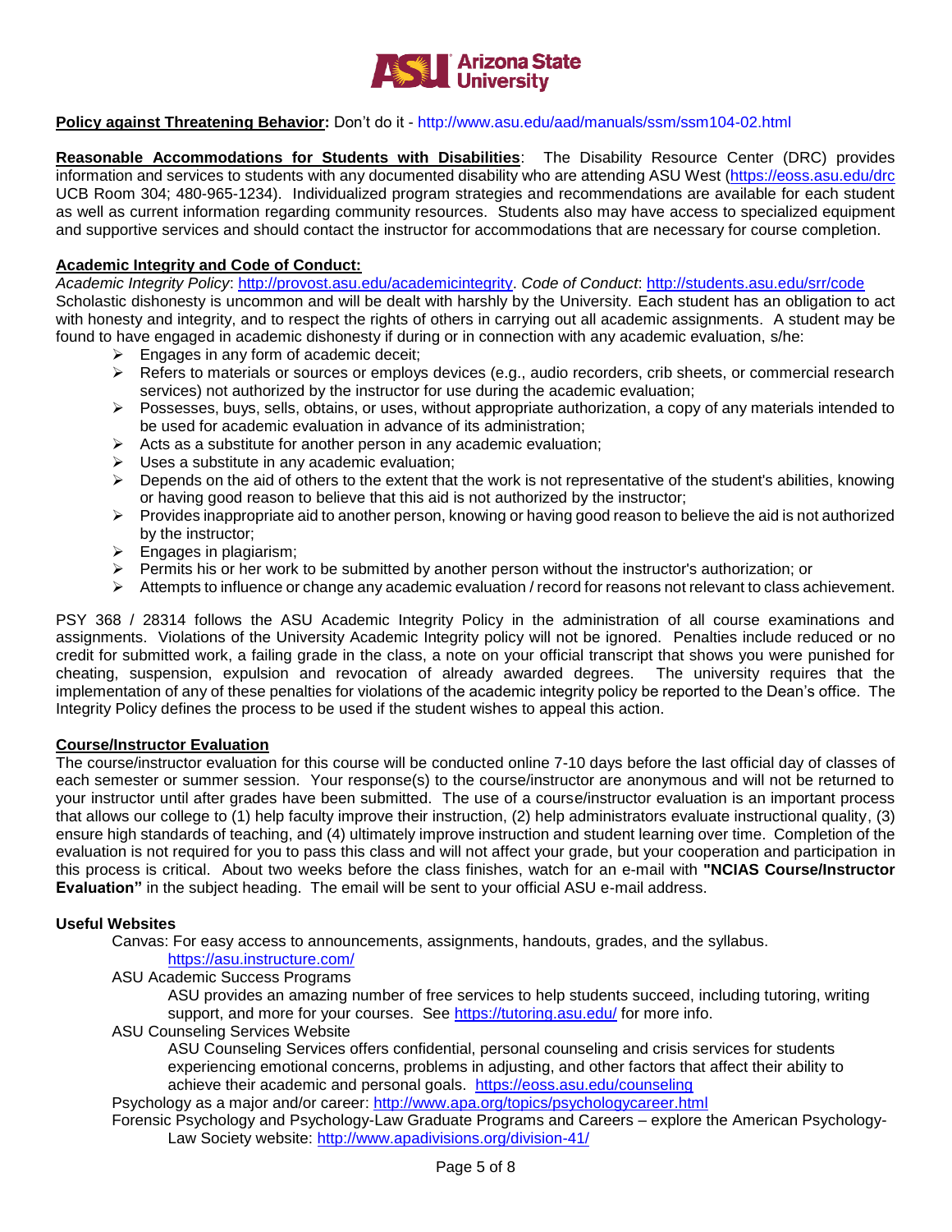**Policy against Threatening Behavior:** Don't do it - http://www.asu.edu/aad/manuals/ssm/ssm104-02.html

**Reasonable Accommodations for Students with Disabilities**: The Disability Resource Center (DRC) provides information and services to students with any documented disability who are attending ASU West (https://eoss.asu.edu/drc UCB Room 304; 480-965-1234). Individualized program strategies and recommendations are available for each student as well as current information regarding community resources. Students also may have access to specialized equipment and supportive services and should contact the instructor for accommodations that are necessary for course completion.

**Academic Integrity and Code of Conduct:**

*Academic Integrity Policy*: http://provost.asu.edu/academicintegrity. *Code of Conduct*: http://students.asu.edu/srr/code

Scholastic dishonesty is uncommon and will be dealt with harshly by the University. Each student has an obligation to act with honesty and integrity, and to respect the rights of others in carrying out all academic assignments. A student may be found to have engaged in academic dishonesty if during or in connection with any academic evaluation, s/he:

- Engages in any form of academic deceit;
- Refers to materials or sources or employs devices (e.g., audio recorders, crib sheets, or commercial research services) not authorized by the instructor for use during the academic evaluation;
- Possesses, buys, sells, obtains, or uses, without appropriate authorization, a copy of any materials intended to be used for academic evaluation in advance of its administration;
- Acts as a substitute for another person in any academic evaluation;
- Uses a substitute in any academic evaluation;
- Depends on the aid of others to the extent that the work is not representative of the student's abilities, knowing or having good reason to believe that this aid is not authorized by the instructor;
- Provides inappropriate aid to another person, knowing or having good reason to believe the aid is not authorized by the instructor;
- Engages in plagiarism;
- Permits his or her work to be submitted by another person without the instructor's authorization; or
- Attempts to influence or change any academic evaluation / record for reasons not relevant to class achievement.

PSY 368 / 28314 follows the ASU Academic Integrity Policy in the administration of all course examinations and assignments. Violations of the University Academic Integrity policy will not be ignored. Penalties include reduced or no credit for submitted work, a failing grade in the class, a note on your official transcript that shows you were punished for cheating, suspension, expulsion and revocation of already awarded degrees. The university requires that the implementation of any of these penalties for violations of the academic integrity policy be reported to the Dean's office. The Integrity Policy defines the process to be used if the student wishes to appeal this action.

**Course/Instructor Evaluation**

The course/instructor evaluation for this course will be conducted online 7-10 days before the last official day of classes of each semester or summer session. Your response(s) to the course/instructor are anonymous and will not be returned to your instructor until after grades have been submitted. The use of a course/instructor evaluation is an important process that allows our college to (1) help faculty improve their instruction, (2) help administrators evaluate instructional quality, (3) ensure high standards of teaching, and (4) ultimately improve instruction and student learning over time. Completion of the evaluation is not required for you to pass this class and will not affect your grade, but your cooperation and participation in this process is critical. About two weeks before the class finishes, watch for an e-mail with **"NCIAS Course/Instructor Evaluation"** in the subject heading. The email will be sent to your official ASU e-mail address.

**Useful Websites**

Canvas: For easy access to announcements, assignments, handouts, grades, and the syllabus.
https://asu.instructure.com/

ASU Academic Success Programs
ASU provides an amazing number of free services to help students succeed, including tutoring, writing support, and more for your courses. See https://tutoring.asu.edu/ for more info.

ASU Counseling Services Website
ASU Counseling Services offers confidential, personal counseling and crisis services for students experiencing emotional concerns, problems in adjusting, and other factors that affect their ability to achieve their academic and personal goals. https://eoss.asu.edu/counseling

Psychology as a major and/or career: http://www.apa.org/topics/psychologycareer.html

Forensic Psychology and Psychology-Law Graduate Programs and Careers – explore the American Psychology-Law Society website: http://www.apadivisions.org/division-41/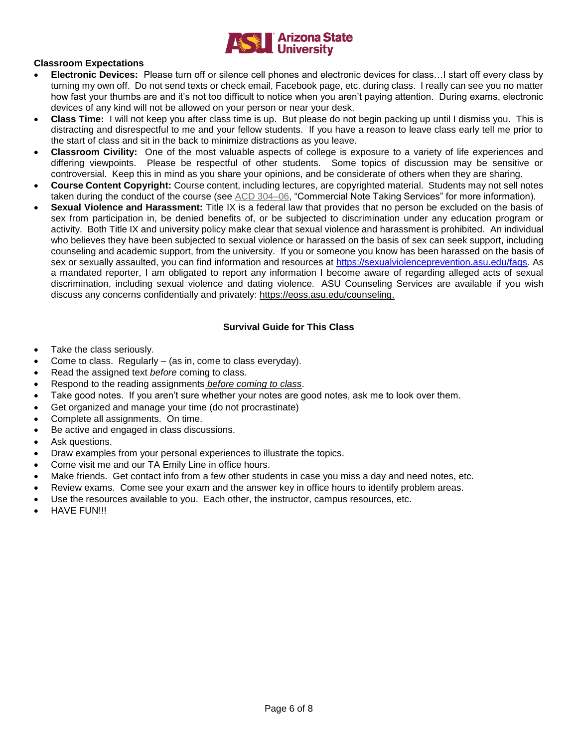**Classroom Expectations**

- **Electronic Devices:** Please turn off or silence cell phones and electronic devices for class…I start off every class by turning my own off. Do not send texts or check email, Facebook page, etc. during class. I really can see you no matter how fast your thumbs are and it's not too difficult to notice when you aren't paying attention. During exams, electronic devices of any kind will not be allowed on your person or near your desk.
- **Class Time:** I will not keep you after class time is up. But please do not begin packing up until I dismiss you. This is distracting and disrespectful to me and your fellow students. If you have a reason to leave class early tell me prior to the start of class and sit in the back to minimize distractions as you leave.
- **Classroom Civility:** One of the most valuable aspects of college is exposure to a variety of life experiences and differing viewpoints. Please be respectful of other students. Some topics of discussion may be sensitive or controversial. Keep this in mind as you share your opinions, and be considerate of others when they are sharing.
- **Course Content Copyright:** Course content, including lectures, are copyrighted material. Students may not sell notes taken during the conduct of the course (see ACD 304–06, "Commercial Note Taking Services" for more information).
- **Sexual Violence and Harassment:** Title IX is a federal law that provides that no person be excluded on the basis of sex from participation in, be denied benefits of, or be subjected to discrimination under any education program or activity. Both Title IX and university policy make clear that sexual violence and harassment is prohibited. An individual who believes they have been subjected to sexual violence or harassed on the basis of sex can seek support, including counseling and academic support, from the university. If you or someone you know has been harassed on the basis of sex or sexually assaulted, you can find information and resources at https://sexualviolenceprevention.asu.edu/faqs. As a mandated reporter, I am obligated to report any information I become aware of regarding alleged acts of sexual discrimination, including sexual violence and dating violence. ASU Counseling Services are available if you wish discuss any concerns confidentially and privately: https://eoss.asu.edu/counseling.

**Survival Guide for This Class**

- Take the class seriously.
- Come to class. Regularly – (as in, come to class everyday).
- Read the assigned text *before* coming to class.
- Respond to the reading assignments *before coming to class*.
- Take good notes. If you aren't sure whether your notes are good notes, ask me to look over them.
- Get organized and manage your time (do not procrastinate)
- Complete all assignments. On time.
- Be active and engaged in class discussions.
- Ask questions.
- Draw examples from your personal experiences to illustrate the topics.
- Come visit me and our TA Emily Line in office hours.
- Make friends. Get contact info from a few other students in case you miss a day and need notes, etc.
- Review exams. Come see your exam and the answer key in office hours to identify problem areas.
- Use the resources available to you. Each other, the instructor, campus resources, etc.
- HAVE FUN!!!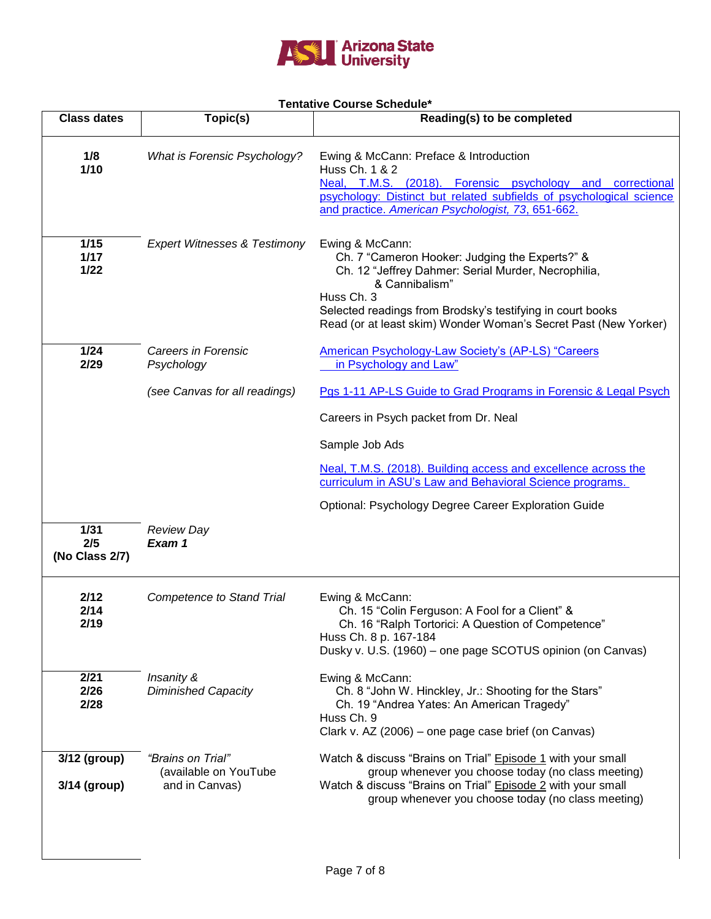**Tentative Course Schedule***

| Class dates | Topic(s) | Reading(s) to be completed |
|---|---|---|
| 1/8<br>1/10 | *What is Forensic Psychology?* | Ewing & McCann: Preface & Introduction<br>Huss Ch. 1 & 2<br>Neal, T.M.S. (2018). Forensic psychology and correctional psychology: Distinct but related subfields of psychological science and practice. *American Psychologist, 73*, 651-662. |
| 1/15<br>1/17<br>1/22 | *Expert Witnesses & Testimony* | Ewing & McCann:<br>Ch. 7 "Cameron Hooker: Judging the Experts?" &<br>Ch. 12 "Jeffrey Dahmer: Serial Murder, Necrophilia, & Cannibalism"<br>Huss Ch. 3<br>Selected readings from Brodsky's testifying in court books<br>Read (or at least skim) Wonder Woman's Secret Past (New Yorker) |
| 1/24<br>2/29 | *Careers in Forensic Psychology*<br><br>*(see Canvas for all readings)* | American Psychology-Law Society's (AP-LS) "Careers in Psychology and Law"<br><br>Pgs 1-11 AP-LS Guide to Grad Programs in Forensic & Legal Psych<br><br>Careers in Psych packet from Dr. Neal<br><br>Sample Job Ads<br><br>Neal, T.M.S. (2018). Building access and excellence across the curriculum in ASU's Law and Behavioral Science programs.<br><br>Optional: Psychology Degree Career Exploration Guide |
| 1/31<br>2/5<br>(No Class 2/7) | *Review Day*<br>***Exam 1*** | |
| 2/12<br>2/14<br>2/19 | *Competence to Stand Trial* | Ewing & McCann:<br>Ch. 15 "Colin Ferguson: A Fool for a Client" &<br>Ch. 16 "Ralph Tortorici: A Question of Competence"<br>Huss Ch. 8 p. 167-184<br>Dusky v. U.S. (1960) – one page SCOTUS opinion (on Canvas) |
| 2/21<br>2/26<br>2/28 | *Insanity & Diminished Capacity* | Ewing & McCann:<br>Ch. 8 "John W. Hinckley, Jr.: Shooting for the Stars"<br>Ch. 19 "Andrea Yates: An American Tragedy"<br>Huss Ch. 9<br>Clark v. AZ (2006) – one page case brief (on Canvas) |
| 3/12 (group)<br><br>3/14 (group) | *"Brains on Trial"* (available on YouTube and in Canvas) | Watch & discuss "Brains on Trial" Episode 1 with your small group whenever you choose today (no class meeting)<br>Watch & discuss "Brains on Trial" Episode 2 with your small group whenever you choose today (no class meeting) |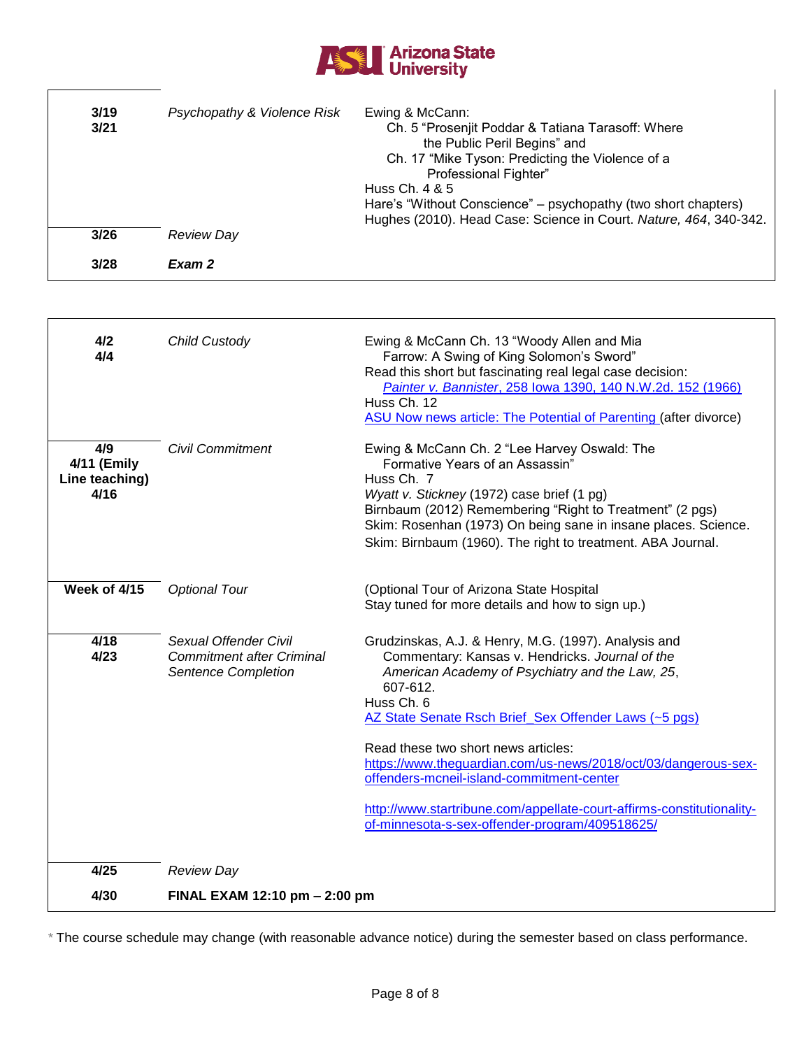| | | |
|---|---|---|
| **3/19**<br>**3/21** | *Psychopathy & Violence Risk* | Ewing & McCann:<br>Ch. 5 "Prosenjit Poddar & Tatiana Tarasoff: Where the Public Peril Begins" and<br>Ch. 17 "Mike Tyson: Predicting the Violence of a Professional Fighter"<br>Huss Ch. 4 & 5<br>Hare's "Without Conscience" – psychopathy (two short chapters)<br>Hughes (2010). Head Case: Science in Court. *Nature, 464*, 340-342. |
| **3/26** | *Review Day* | |
| **3/28** | ***Exam 2*** | |

| | | |
|---|---|---|
| **4/2**<br>**4/4** | *Child Custody* | Ewing & McCann Ch. 13 "Woody Allen and Mia Farrow: A Swing of King Solomon's Sword"<br>Read this short but fascinating real legal case decision:<br>*Painter v. Bannister*, 258 Iowa 1390, 140 N.W.2d. 152 (1966)<br>Huss Ch. 12<br>ASU Now news article: The Potential of Parenting (after divorce) |
| **4/9**<br>**4/11 (Emily Line teaching)**<br>**4/16** | *Civil Commitment* | Ewing & McCann Ch. 2 "Lee Harvey Oswald: The Formative Years of an Assassin"<br>Huss Ch. 7<br>*Wyatt v. Stickney* (1972) case brief (1 pg)<br>Birnbaum (2012) Remembering "Right to Treatment" (2 pgs)<br>Skim: Rosenhan (1973) On being sane in insane places. Science.<br>Skim: Birnbaum (1960). The right to treatment. ABA Journal. |
| **Week of 4/15** | *Optional Tour* | (Optional Tour of Arizona State Hospital<br>Stay tuned for more details and how to sign up.) |
| **4/18**<br>**4/23** | *Sexual Offender Civil Commitment after Criminal Sentence Completion* | Grudzinskas, A.J. & Henry, M.G. (1997). Analysis and Commentary: Kansas v. Hendricks. *Journal of the American Academy of Psychiatry and the Law, 25*, 607-612.<br>Huss Ch. 6<br>AZ State Senate Rsch Brief_Sex Offender Laws (~5 pgs)<br><br>Read these two short news articles:<br>https://www.theguardian.com/us-news/2018/oct/03/dangerous-sex-offenders-mcneil-island-commitment-center<br><br>http://www.startribune.com/appellate-court-affirms-constitutionality-of-minnesota-s-sex-offender-program/409518625/ |
| **4/25** | *Review Day* | |
| **4/30** | **FINAL EXAM 12:10 pm – 2:00 pm** | |

* The course schedule may change (with reasonable advance notice) during the semester based on class performance.